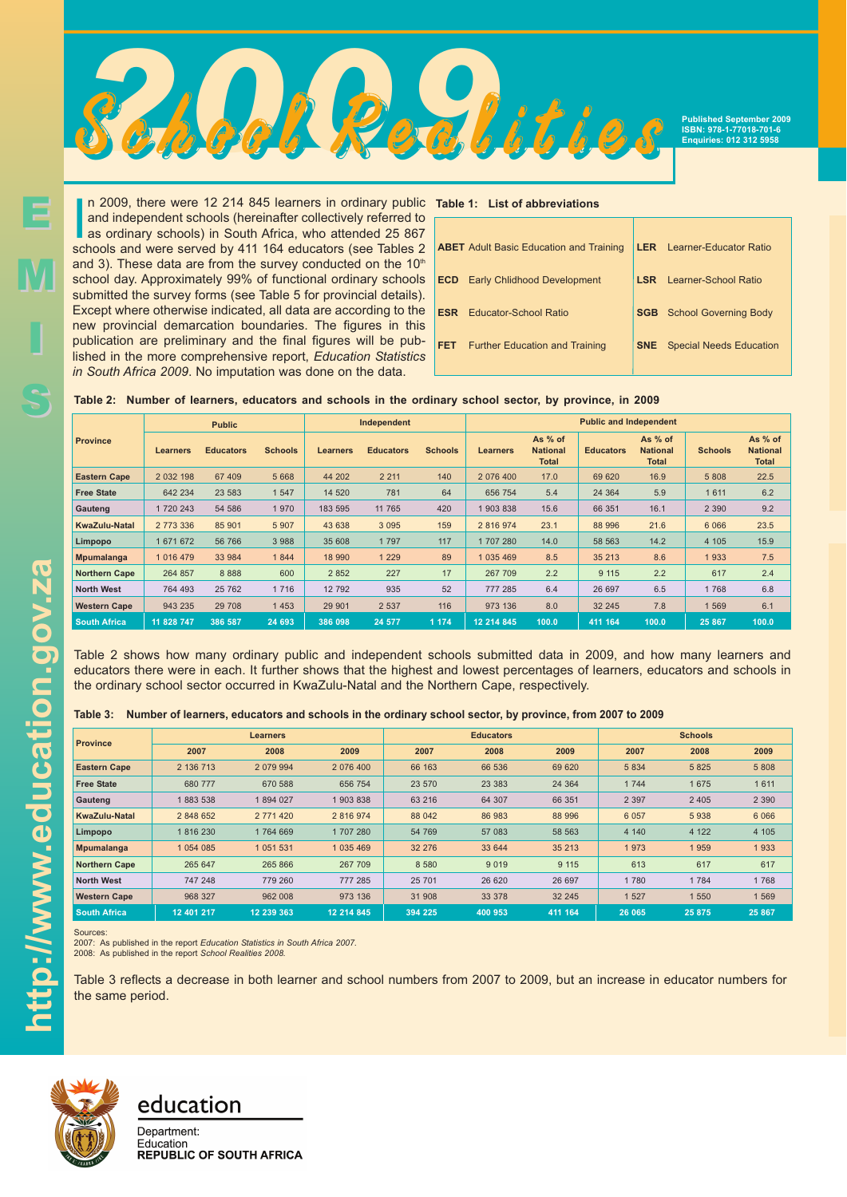# 2009 School Realities

Published September 2009
ISBN: 978-1-77018-701-6
Enquiries: 012 312 5958

In 2009, there were 12 214 845 learners in ordinary public and independent schools (hereinafter collectively referred to as ordinary schools) in South Africa, who attended 25 867 schools and were served by 411 164 educators (see Tables 2 and 3). These data are from the survey conducted on the 10th school day. Approximately 99% of functional ordinary schools submitted the survey forms (see Table 5 for provincial details). Except where otherwise indicated, all data are according to the new provincial demarcation boundaries. The figures in this publication are preliminary and the final figures will be published in the more comprehensive report, *Education Statistics in South Africa 2009*. No imputation was done on the data.

**Table 1: List of abbreviations**

| | | | |
|---|---|---|---|
| **ABET** | Adult Basic Education and Training | **LER** | Learner-Educator Ratio |
| **ECD** | Early Chlidhood Development | **LSR** | Learner-School Ratio |
| **ESR** | Educator-School Ratio | **SGB** | School Governing Body |
| **FET** | Further Education and Training | **SNE** | Special Needs Education |

**Table 2: Number of learners, educators and schools in the ordinary school sector, by province, in 2009**

| Province | Public | | | Independent | | | Public and Independent | | | | | |
|---|---|---|---|---|---|---|---|---|---|---|---|---|
| | Learners | Educators | Schools | Learners | Educators | Schools | Learners | As % of National Total | Educators | As % of National Total | Schools | As % of National Total |
| Eastern Cape | 2 032 198 | 67 409 | 5 668 | 44 202 | 2 211 | 140 | 2 076 400 | 17.0 | 69 620 | 16.9 | 5 808 | 22.5 |
| Free State | 642 234 | 23 583 | 1 547 | 14 520 | 781 | 64 | 656 754 | 5.4 | 24 364 | 5.9 | 1 611 | 6.2 |
| Gauteng | 1 720 243 | 54 586 | 1 970 | 183 595 | 11 765 | 420 | 1 903 838 | 15.6 | 66 351 | 16.1 | 2 390 | 9.2 |
| KwaZulu-Natal | 2 773 336 | 85 901 | 5 907 | 43 638 | 3 095 | 159 | 2 816 974 | 23.1 | 88 996 | 21.6 | 6 066 | 23.5 |
| Limpopo | 1 671 672 | 56 766 | 3 988 | 35 608 | 1 797 | 117 | 1 707 280 | 14.0 | 58 563 | 14.2 | 4 105 | 15.9 |
| Mpumalanga | 1 016 479 | 33 984 | 1 844 | 18 990 | 1 229 | 89 | 1 035 469 | 8.5 | 35 213 | 8.6 | 1 933 | 7.5 |
| Northern Cape | 264 857 | 8 888 | 600 | 2 852 | 227 | 17 | 267 709 | 2.2 | 9 115 | 2.2 | 617 | 2.4 |
| North West | 764 493 | 25 762 | 1 716 | 12 792 | 935 | 52 | 777 285 | 6.4 | 26 697 | 6.5 | 1 768 | 6.8 |
| Western Cape | 943 235 | 29 708 | 1 453 | 29 901 | 2 537 | 116 | 973 136 | 8.0 | 32 245 | 7.8 | 1 569 | 6.1 |
| **South Africa** | **11 828 747** | **386 587** | **24 693** | **386 098** | **24 577** | **1 174** | **12 214 845** | **100.0** | **411 164** | **100.0** | **25 867** | **100.0** |

Table 2 shows how many ordinary public and independent schools submitted data in 2009, and how many learners and educators there were in each. It further shows that the highest and lowest percentages of learners, educators and schools in the ordinary school sector occurred in KwaZulu-Natal and the Northern Cape, respectively.

**Table 3: Number of learners, educators and schools in the ordinary school sector, by province, from 2007 to 2009**

| Province | Learners | | | Educators | | | Schools | | |
|---|---|---|---|---|---|---|---|---|---|
| | 2007 | 2008 | 2009 | 2007 | 2008 | 2009 | 2007 | 2008 | 2009 |
| Eastern Cape | 2 136 713 | 2 079 994 | 2 076 400 | 66 163 | 66 536 | 69 620 | 5 834 | 5 825 | 5 808 |
| Free State | 680 777 | 670 588 | 656 754 | 23 570 | 23 383 | 24 364 | 1 744 | 1 675 | 1 611 |
| Gauteng | 1 883 538 | 1 894 027 | 1 903 838 | 63 216 | 64 307 | 66 351 | 2 397 | 2 405 | 2 390 |
| KwaZulu-Natal | 2 848 652 | 2 771 420 | 2 816 974 | 88 042 | 86 983 | 88 996 | 6 057 | 5 938 | 6 066 |
| Limpopo | 1 816 230 | 1 764 669 | 1 707 280 | 54 769 | 57 083 | 58 563 | 4 140 | 4 122 | 4 105 |
| Mpumalanga | 1 054 085 | 1 051 531 | 1 035 469 | 32 276 | 33 644 | 35 213 | 1 973 | 1 959 | 1 933 |
| Northern Cape | 265 647 | 265 866 | 267 709 | 8 580 | 9 019 | 9 115 | 613 | 617 | 617 |
| North West | 747 248 | 779 260 | 777 285 | 25 701 | 26 620 | 26 697 | 1 780 | 1 784 | 1 768 |
| Western Cape | 968 327 | 962 008 | 973 136 | 31 908 | 33 378 | 32 245 | 1 527 | 1 550 | 1 569 |
| **South Africa** | **12 401 217** | **12 239 363** | **12 214 845** | **394 225** | **400 953** | **411 164** | **26 065** | **25 875** | **25 867** |

Sources:
2007: As published in the report *Education Statistics in South Africa 2007.*
2008: As published in the report *School Realities 2008.*

Table 3 reflects a decrease in both learner and school numbers from 2007 to 2009, but an increase in educator numbers for the same period.

EMIS

http://www.education.gov.za

education
Department:
Education
**REPUBLIC OF SOUTH AFRICA**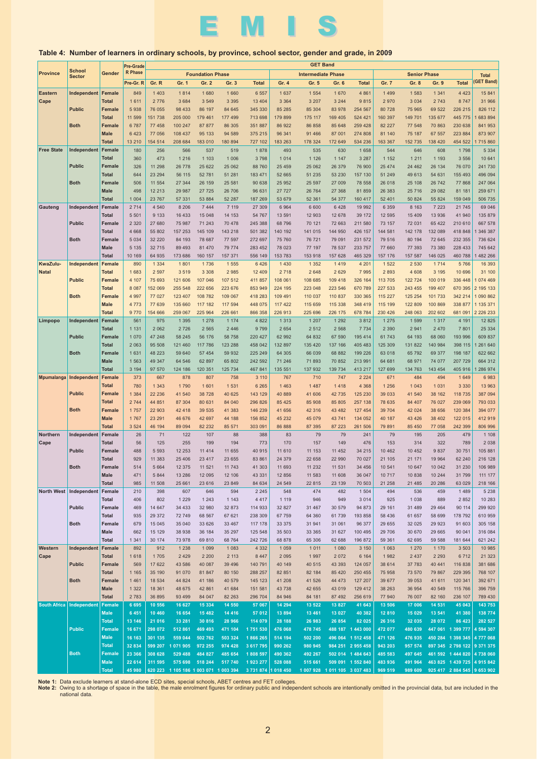# E M I S

## Table 4: Number of learners in ordinary schools, by province, school sector, gender and grade, in 2009

| Province | School Sector | Gender | Pre-Grade R Phase | GET Band | | | | | | | | | | | | | | |
|---|---|---|---|---|---|---|---|---|---|---|---|---|---|---|---|---|---|---|
| | | | | Foundation Phase | | | | | Intermediate Phase | | | | Senior Phase | | | | Total (GET Band) |
| | | | Pre-Gr. R | Gr. R | Gr. 1 | Gr. 2 | Gr. 3 | Total | Gr. 4 | Gr. 5 | Gr. 6 | Total | Gr. 7 | Gr. 8 | Gr. 9 | Total | |
| Eastern Cape | Independent | Female | 849 | 1 403 | 1 814 | 1 680 | 1 660 | 6 557 | 1 637 | 1 554 | 1 670 | 4 861 | 1 499 | 1 583 | 1 341 | 4 423 | 15 841 |
| | | Total | 1 611 | 2 776 | 3 684 | 3 549 | 3 395 | 13 404 | 3 364 | 3 207 | 3 244 | 9 815 | 2 970 | 3 034 | 2 743 | 8 747 | 31 966 |
| | Public | Female | 5 938 | 76 055 | 98 433 | 86 197 | 84 645 | 345 330 | 85 285 | 85 304 | 83 978 | 254 567 | 80 728 | 75 965 | 69 522 | 226 215 | 826 112 |
| | | Total | 11 599 | 151 738 | 205 000 | 179 461 | 177 499 | 713 698 | 179 899 | 175 117 | 169 405 | 524 421 | 160 397 | 149 701 | 135 677 | 445 775 | 1 683 894 |
| | Both | Female | 6 787 | 77 458 | 100 247 | 87 877 | 86 305 | 351 887 | 86 922 | 86 858 | 85 648 | 259 428 | 82 227 | 77 548 | 70 863 | 230 638 | 841 953 |
| | | Male | 6 423 | 77 056 | 108 437 | 95 133 | 94 589 | 375 215 | 96 341 | 91 466 | 87 001 | 274 808 | 81 140 | 75 187 | 67 557 | 223 884 | 873 907 |
| | | Total | 13 210 | 154 514 | 208 684 | 183 010 | 180 894 | 727 102 | 183 263 | 178 324 | 172 649 | 534 236 | 163 367 | 152 735 | 138 420 | 454 522 | 1 715 860 |
| Free State | Independent | Female | 180 | 256 | 566 | 537 | 519 | 1 878 | 493 | 535 | 630 | 1 658 | 544 | 646 | 608 | 1 798 | 5 334 |
| | | Total | 360 | 473 | 1 216 | 1 103 | 1 006 | 3 798 | 1 014 | 1 126 | 1 147 | 3 287 | 1 152 | 1 211 | 1 193 | 3 556 | 10 641 |
| | Public | Female | 326 | 11 298 | 26 778 | 25 622 | 25 062 | 88 760 | 25 459 | 25 062 | 26 379 | 76 900 | 25 474 | 24 462 | 26 134 | 76 070 | 241 730 |
| | | Total | 644 | 23 294 | 56 115 | 52 781 | 51 281 | 183 471 | 52 665 | 51 235 | 53 230 | 157 130 | 51 249 | 49 613 | 54 631 | 155 493 | 496 094 |
| | Both | Female | 506 | 11 554 | 27 344 | 26 159 | 25 581 | 90 638 | 25 952 | 25 597 | 27 009 | 78 558 | 26 018 | 25 108 | 26 742 | 77 868 | 247 064 |
| | | Male | 498 | 12 213 | 29 987 | 27 725 | 26 706 | 96 631 | 27 727 | 26 764 | 27 368 | 81 859 | 26 383 | 25 716 | 29 082 | 81 181 | 259 671 |
| | | Total | 1 004 | 23 767 | 57 331 | 53 884 | 52 287 | 187 269 | 53 679 | 52 361 | 54 377 | 160 417 | 52 401 | 50 824 | 55 824 | 159 049 | 506 735 |
| Gauteng | Independent | Female | 2 714 | 4 540 | 8 206 | 7 444 | 7 119 | 27 309 | 6 964 | 6 600 | 6 428 | 19 992 | 6 359 | 8 163 | 7 223 | 21 745 | 69 046 |
| | | Total | 5 501 | 9 133 | 16 433 | 15 048 | 14 153 | 54 767 | 13 591 | 12 903 | 12 678 | 39 172 | 12 595 | 15 409 | 13 936 | 41 940 | 135 879 |
| | Public | Female | 2 320 | 27 680 | 75 987 | 71 243 | 70 478 | 245 388 | 68 796 | 70 121 | 72 663 | 211 580 | 73 157 | 72 031 | 65 422 | 210 610 | 667 578 |
| | | Total | 4 668 | 55 802 | 157 253 | 145 109 | 143 218 | 501 382 | 140 192 | 141 015 | 144 950 | 426 157 | 144 581 | 142 178 | 132 089 | 418 848 | 1 346 387 |
| | Both | Female | 5 034 | 32 220 | 84 193 | 78 687 | 77 597 | 272 697 | 75 760 | 76 721 | 79 091 | 231 572 | 79 516 | 80 194 | 72 645 | 232 355 | 736 624 |
| | | Male | 5 135 | 32 715 | 89 493 | 81 470 | 79 774 | 283 452 | 78 023 | 77 197 | 78 537 | 233 757 | 77 660 | 77 393 | 73 380 | 228 433 | 745 642 |
| | | Total | 10 169 | 64 935 | 173 686 | 160 157 | 157 371 | 556 149 | 153 783 | 153 918 | 157 628 | 465 329 | 157 176 | 157 587 | 146 025 | 460 788 | 1 482 266 |
| KwaZulu-Natal | Independent | Female | 890 | 1 334 | 1 801 | 1 736 | 1 555 | 6 426 | 1 430 | 1 352 | 1 419 | 4 201 | 1 522 | 2 530 | 1 714 | 5 766 | 16 393 |
| | | Total | 1 683 | 2 597 | 3 519 | 3 308 | 2 985 | 12 409 | 2 718 | 2 648 | 2 629 | 7 995 | 2 893 | 4 608 | 3 195 | 10 696 | 31 100 |
| | Public | Female | 4 107 | 75 693 | 121 606 | 107 046 | 107 512 | 411 857 | 108 061 | 108 685 | 109 418 | 326 164 | 113 705 | 122 724 | 100 019 | 336 448 | 1 074 469 |
| | | Total | 8 087 | 152 069 | 255 548 | 222 656 | 223 676 | 853 949 | 224 195 | 223 048 | 223 546 | 670 789 | 227 533 | 243 455 | 199 407 | 670 395 | 2 195 133 |
| | Both | Female | 4 997 | 77 027 | 123 407 | 108 782 | 109 067 | 418 283 | 109 491 | 110 037 | 110 837 | 330 365 | 115 227 | 125 254 | 101 733 | 342 214 | 1 090 862 |
| | | Male | 4 773 | 77 639 | 135 660 | 117 182 | 117 594 | 448 075 | 117 422 | 115 659 | 115 338 | 348 419 | 115 199 | 122 809 | 100 869 | 338 877 | 1 135 371 |
| | | Total | 9 770 | 154 666 | 259 067 | 225 964 | 226 661 | 866 358 | 226 913 | 225 696 | 226 175 | 678 784 | 230 426 | 248 063 | 202 602 | 681 091 | 2 226 233 |
| Limpopo | Independent | Female | 561 | 975 | 1 395 | 1 278 | 1 174 | 4 822 | 1 313 | 1 207 | 1 292 | 3 812 | 1 275 | 1 599 | 1 317 | 4 191 | 12 825 |
| | | Total | 1 131 | 2 062 | 2 726 | 2 565 | 2 446 | 9 799 | 2 654 | 2 512 | 2 568 | 7 734 | 2 390 | 2 941 | 2 470 | 7 801 | 25 334 |
| | Public | Female | 1 070 | 47 248 | 58 245 | 56 176 | 58 758 | 220 427 | 62 992 | 64 832 | 67 590 | 195 414 | 61 743 | 64 193 | 68 060 | 193 996 | 609 837 |
| | | Total | 2 063 | 95 508 | 121 460 | 117 786 | 123 288 | 458 042 | 132 897 | 135 420 | 137 166 | 405 483 | 125 309 | 131 822 | 140 984 | 398 115 | 1 261 640 |
| | Both | Female | 1 631 | 48 223 | 59 640 | 57 454 | 59 932 | 225 249 | 64 305 | 66 039 | 68 882 | 199 226 | 63 018 | 65 792 | 69 377 | 198 187 | 622 662 |
| | | Male | 1 563 | 49 347 | 64 546 | 62 897 | 65 802 | 242 592 | 71 246 | 71 893 | 70 852 | 213 991 | 64 681 | 68 971 | 74 077 | 207 729 | 664 312 |
| | | Total | 3 194 | 97 570 | 124 186 | 120 351 | 125 734 | 467 841 | 135 551 | 137 932 | 139 734 | 413 217 | 127 699 | 134 763 | 143 454 | 405 916 | 1 286 974 |
| Mpumalanga | Independent | Female | 373 | 667 | 878 | 807 | 758 | 3 110 | 767 | 710 | 747 | 2 224 | 671 | 484 | 494 | 1 649 | 6 983 |
| | | Total | 780 | 1 343 | 1 790 | 1 601 | 1 531 | 6 265 | 1 463 | 1 487 | 1 418 | 4 368 | 1 256 | 1 043 | 1 031 | 3 330 | 13 963 |
| | Public | Female | 1 384 | 22 236 | 41 540 | 38 728 | 40 625 | 143 129 | 40 889 | 41 606 | 42 735 | 125 230 | 39 033 | 41 540 | 38 162 | 118 735 | 387 094 |
| | | Total | 2 744 | 44 851 | 87 304 | 80 631 | 84 040 | 296 826 | 85 425 | 85 908 | 85 805 | 257 138 | 78 635 | 84 407 | 76 027 | 239 069 | 793 033 |
| | Both | Female | 1 757 | 22 903 | 42 418 | 39 535 | 41 383 | 146 239 | 41 656 | 42 316 | 43 482 | 127 454 | 39 704 | 42 024 | 38 656 | 120 384 | 394 077 |
| | | Male | 1 767 | 23 291 | 46 676 | 42 697 | 44 188 | 156 852 | 45 232 | 45 079 | 43 741 | 134 052 | 40 187 | 43 426 | 38 402 | 122 015 | 412 919 |
| | | Total | 3 524 | 46 194 | 89 094 | 82 232 | 85 571 | 303 091 | 86 888 | 87 395 | 87 223 | 261 506 | 79 891 | 85 450 | 77 058 | 242 399 | 806 996 |
| Northern Cape | Independent | Female | 26 | 71 | 122 | 107 | 88 | 388 | 83 | 79 | 79 | 241 | 79 | 195 | 205 | 479 | 1 108 |
| | | Total | 56 | 125 | 255 | 199 | 194 | 773 | 170 | 157 | 149 | 476 | 153 | 314 | 322 | 789 | 2 038 |
| | Public | Female | 488 | 5 593 | 12 253 | 11 414 | 11 655 | 40 915 | 11 610 | 11 153 | 11 452 | 34 215 | 10 462 | 10 452 | 9 837 | 30 751 | 105 881 |
| | | Total | 929 | 11 383 | 25 406 | 23 417 | 23 655 | 83 861 | 24 379 | 22 658 | 22 990 | 70 027 | 21 105 | 21 171 | 19 964 | 62 240 | 216 128 |
| | Both | Female | 514 | 5 664 | 12 375 | 11 521 | 11 743 | 41 303 | 11 693 | 11 232 | 11 531 | 34 456 | 10 541 | 10 647 | 10 042 | 31 230 | 106 989 |
| | | Male | 471 | 5 844 | 13 286 | 12 095 | 12 106 | 43 331 | 12 856 | 11 583 | 11 608 | 36 047 | 10 717 | 10 838 | 10 244 | 31 799 | 111 177 |
| | | Total | 985 | 11 508 | 25 661 | 23 616 | 23 849 | 84 634 | 24 549 | 22 815 | 23 139 | 70 503 | 21 258 | 21 485 | 20 286 | 63 029 | 218 166 |
| North West | Independent | Female | 210 | 398 | 607 | 646 | 594 | 2 245 | 548 | 474 | 482 | 1 504 | 494 | 536 | 459 | 1 489 | 5 238 |
| | | Total | 406 | 802 | 1 229 | 1 243 | 1 143 | 4 417 | 1 119 | 946 | 949 | 3 014 | 925 | 1 038 | 889 | 2 852 | 10 283 |
| | Public | Female | 469 | 14 647 | 34 433 | 32 980 | 32 873 | 114 933 | 32 827 | 31 467 | 30 579 | 94 873 | 29 161 | 31 489 | 29 464 | 90 114 | 299 920 |
| | | Total | 935 | 29 372 | 72 749 | 68 567 | 67 621 | 238 309 | 67 759 | 64 360 | 61 739 | 193 858 | 58 436 | 61 657 | 58 699 | 178 792 | 610 959 |
| | Both | Female | 679 | 15 045 | 35 040 | 33 626 | 33 467 | 117 178 | 33 375 | 31 941 | 31 061 | 96 377 | 29 655 | 32 025 | 29 923 | 91 603 | 305 158 |
| | | Male | 662 | 15 129 | 38 938 | 36 184 | 35 297 | 125 548 | 35 503 | 33 365 | 31 627 | 100 495 | 29 706 | 30 670 | 29 665 | 90 041 | 316 084 |
| | | Total | 1 341 | 30 174 | 73 978 | 69 810 | 68 764 | 242 726 | 68 878 | 65 306 | 62 688 | 196 872 | 59 361 | 62 695 | 59 588 | 181 644 | 621 242 |
| Western Cape | Independent | Female | 892 | 912 | 1 238 | 1 099 | 1 083 | 4 332 | 1 059 | 1 011 | 1 080 | 3 150 | 1 063 | 1 270 | 1 170 | 3 503 | 10 985 |
| | | Total | 1 618 | 1 705 | 2 429 | 2 200 | 2 113 | 8 447 | 2 095 | 1 997 | 2 072 | 6 164 | 1 982 | 2 437 | 2 293 | 6 712 | 21 323 |
| | Public | Female | 569 | 17 622 | 43 586 | 40 087 | 39 496 | 140 791 | 40 149 | 40 515 | 43 393 | 124 057 | 38 614 | 37 783 | 40 441 | 116 838 | 381 686 |
| | | Total | 1 165 | 35 190 | 91 070 | 81 847 | 80 150 | 288 257 | 82 851 | 82 184 | 85 420 | 250 455 | 75 958 | 73 570 | 79 867 | 229 395 | 768 107 |
| | Both | Female | 1 461 | 18 534 | 44 824 | 41 186 | 40 579 | 145 123 | 41 208 | 41 526 | 44 473 | 127 207 | 39 677 | 39 053 | 41 611 | 120 341 | 392 671 |
| | | Male | 1 322 | 18 361 | 48 675 | 42 861 | 41 684 | 151 581 | 43 738 | 42 655 | 43 019 | 129 412 | 38 263 | 36 954 | 40 549 | 115 766 | 396 759 |
| | | Total | 2 783 | 36 895 | 93 499 | 84 047 | 82 263 | 296 704 | 84 946 | 84 181 | 87 492 | 256 619 | 77 940 | 76 007 | 82 160 | 236 107 | 789 430 |
| South Africa | Independent | Female | 6 695 | 10 556 | 16 627 | 15 334 | 14 550 | 57 067 | 14 294 | 13 522 | 13 827 | 41 643 | 13 506 | 17 006 | 14 531 | 45 043 | 143 753 |
| | | Male | 6 451 | 10 460 | 16 654 | 15 482 | 14 416 | 57 012 | 13 894 | 13 461 | 13 027 | 40 382 | 12 810 | 15 029 | 13 541 | 41 380 | 138 774 |
| | | Total | 13 146 | 21 016 | 33 281 | 30 816 | 28 966 | 114 079 | 28 188 | 26 983 | 26 854 | 82 025 | 26 316 | 32 035 | 28 072 | 86 423 | 282 527 |
| | Public | Female | 16 671 | 298 072 | 512 861 | 469 493 | 471 104 | 1 751 530 | 476 068 | 478 745 | 488 187 | 1 443 000 | 472 077 | 480 639 | 447 061 | 1 399 777 | 4 594 307 |
| | | Male | 16 163 | 301 135 | 559 044 | 502 762 | 503 324 | 1 866 265 | 514 194 | 502 200 | 496 064 | 1 512 458 | 471 126 | 476 935 | 450 284 | 1 398 345 | 4 777 068 |
| | | Total | 32 834 | 599 207 | 1 071 905 | 972 255 | 974 428 | 3 617 795 | 990 262 | 980 945 | 984 251 | 2 955 458 | 943 203 | 957 574 | 897 345 | 2 798 122 | 9 371 375 |
| | Both | Female | 23 366 | 308 628 | 529 488 | 484 827 | 485 654 | 1 808 597 | 490 362 | 492 267 | 502 014 | 1 484 643 | 485 583 | 497 645 | 461 592 | 1 444 820 | 4 738 060 |
| | | Male | 22 614 | 311 595 | 575 698 | 518 244 | 517 740 | 1 923 277 | 528 088 | 515 661 | 509 091 | 1 552 840 | 483 936 | 491 964 | 463 825 | 1 439 725 | 4 915 842 |
| | | Total | 45 980 | 620 223 | 1 105 186 | 1 003 071 | 1 003 394 | 3 731 874 | 1 018 450 | 1 007 928 | 1 011 105 | 3 037 483 | 969 519 | 989 609 | 925 417 | 2 884 545 | 9 653 902 |

**Note 1:** Data exclude learners at stand-alone ECD sites, special schools, ABET centres and FET colleges.
**Note 2:** Owing to a shortage of space in the table, the male enrolment figures for ordinary public and independent schools are intentionally omitted in the provincial data, but are included in the national data.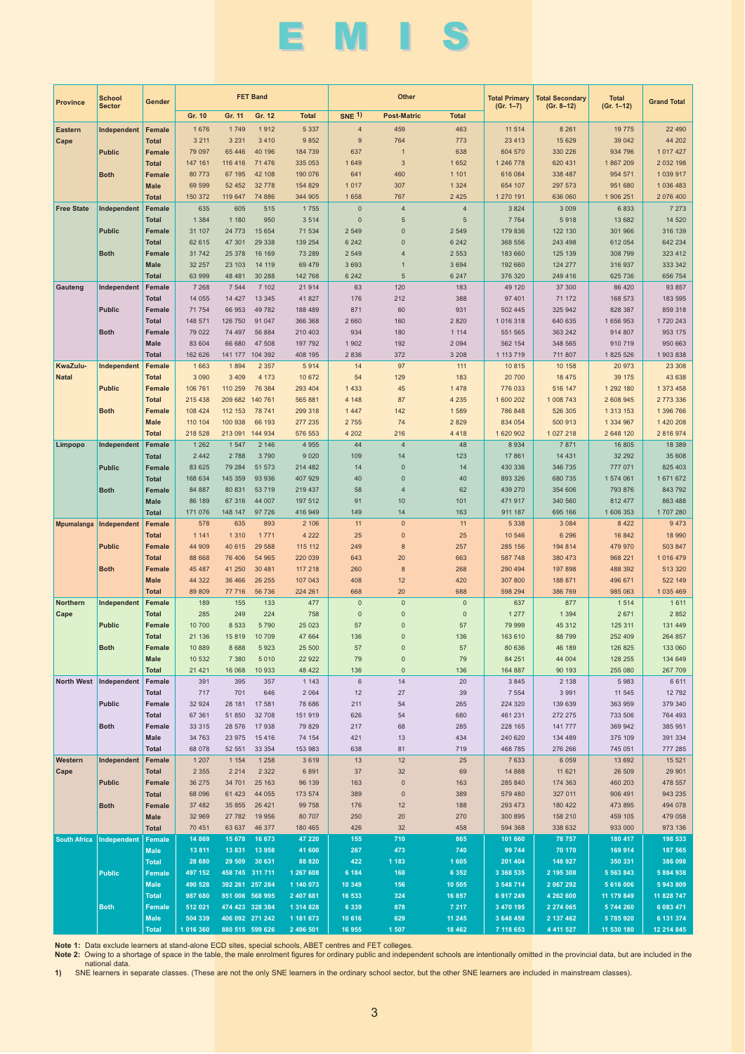# EMIS

| Province | School Sector | Gender | FET Band | | | | Other | | | Total Primary (Gr. 1–7) | Total Secondary (Gr. 8–12) | Total (Gr. 1–12) | Grand Total |
|---|---|---|---|---|---|---|---|---|---|---|---|---|---|
| | | | Gr. 10 | Gr. 11 | Gr. 12 | Total | SNE [1] | Post-Matric | Total | | | | |
| Eastern Cape | Independent | Female | 1 676 | 1 749 | 1 912 | 5 337 | 4 | 459 | 463 | 11 514 | 8 261 | 19 775 | 22 490 |
| | | Total | 3 211 | 3 231 | 3 410 | 9 852 | 9 | 764 | 773 | 23 413 | 15 629 | 39 042 | 44 202 |
| | Public | Female | 79 097 | 65 446 | 40 196 | 184 739 | 637 | 1 | 638 | 604 570 | 330 226 | 934 796 | 1 017 427 |
| | | Total | 147 161 | 116 416 | 71 476 | 335 053 | 1 649 | 3 | 1 652 | 1 246 778 | 620 431 | 1 867 209 | 2 032 198 |
| | Both | Female | 80 773 | 67 195 | 42 108 | 190 076 | 641 | 460 | 1 101 | 616 084 | 338 487 | 954 571 | 1 039 917 |
| | | Male | 69 599 | 52 452 | 32 778 | 154 829 | 1 017 | 307 | 1 324 | 654 107 | 297 573 | 951 680 | 1 036 483 |
| | | Total | 150 372 | 119 647 | 74 886 | 344 905 | 1 658 | 767 | 2 425 | 1 270 191 | 636 060 | 1 906 251 | 2 076 400 |
| Free State | Independent | Female | 635 | 605 | 515 | 1 755 | 0 | 4 | 4 | 3 824 | 3 009 | 6 833 | 7 273 |
| | | Total | 1 384 | 1 180 | 950 | 3 514 | 0 | 5 | 5 | 7 764 | 5 918 | 13 682 | 14 520 |
| | Public | Female | 31 107 | 24 773 | 15 654 | 71 534 | 2 549 | 0 | 2 549 | 179 836 | 122 130 | 301 966 | 316 139 |
| | | Total | 62 615 | 47 301 | 29 338 | 139 254 | 6 242 | 0 | 6 242 | 368 556 | 243 498 | 612 054 | 642 234 |
| | Both | Female | 31 742 | 25 378 | 16 169 | 73 289 | 2 549 | 4 | 2 553 | 183 660 | 125 139 | 308 799 | 323 412 |
| | | Male | 32 257 | 23 103 | 14 119 | 69 479 | 3 693 | 1 | 3 694 | 192 660 | 124 277 | 316 937 | 333 342 |
| | | Total | 63 999 | 48 481 | 30 288 | 142 768 | 6 242 | 5 | 6 247 | 376 320 | 249 416 | 625 736 | 656 754 |
| Gauteng | Independent | Female | 7 268 | 7 544 | 7 102 | 21 914 | 63 | 120 | 183 | 49 120 | 37 300 | 86 420 | 93 857 |
| | | Total | 14 055 | 14 427 | 13 345 | 41 827 | 176 | 212 | 388 | 97 401 | 71 172 | 168 573 | 183 595 |
| | Public | Female | 71 754 | 66 953 | 49 782 | 188 489 | 871 | 60 | 931 | 502 445 | 325 942 | 828 387 | 859 318 |
| | | Total | 148 571 | 126 750 | 91 047 | 366 368 | 2 660 | 160 | 2 820 | 1 016 318 | 640 635 | 1 656 953 | 1 720 243 |
| | Both | Female | 79 022 | 74 497 | 56 884 | 210 403 | 934 | 180 | 1 114 | 551 565 | 363 242 | 914 807 | 953 175 |
| | | Male | 83 604 | 66 680 | 47 508 | 197 792 | 1 902 | 192 | 2 094 | 562 154 | 348 565 | 910 719 | 950 663 |
| | | Total | 162 626 | 141 177 | 104 392 | 408 195 | 2 836 | 372 | 3 208 | 1 113 719 | 711 807 | 1 825 526 | 1 903 838 |
| KwaZulu-Natal | Independent | Female | 1 663 | 1 894 | 2 357 | 5 914 | 14 | 97 | 111 | 10 815 | 10 158 | 20 973 | 23 308 |
| | | Total | 3 090 | 3 409 | 4 173 | 10 672 | 54 | 129 | 183 | 20 700 | 18 475 | 39 175 | 43 638 |
| | Public | Female | 106 761 | 110 259 | 76 384 | 293 404 | 1 433 | 45 | 1 478 | 776 033 | 516 147 | 1 292 180 | 1 373 458 |
| | | Total | 215 438 | 209 682 | 140 761 | 565 881 | 4 148 | 87 | 4 235 | 1 600 202 | 1 008 743 | 2 608 945 | 2 773 336 |
| | Both | Female | 108 424 | 112 153 | 78 741 | 299 318 | 1 447 | 142 | 1 589 | 786 848 | 526 305 | 1 313 153 | 1 396 766 |
| | | Male | 110 104 | 100 938 | 66 193 | 277 235 | 2 755 | 74 | 2 829 | 834 054 | 500 913 | 1 334 967 | 1 420 208 |
| | | Total | 218 528 | 213 091 | 144 934 | 576 553 | 4 202 | 216 | 4 418 | 1 620 902 | 1 027 218 | 2 648 120 | 2 816 974 |
| Limpopo | Independent | Female | 1 262 | 1 547 | 2 146 | 4 955 | 44 | 4 | 48 | 8 934 | 7 871 | 16 805 | 18 389 |
| | | Total | 2 442 | 2 788 | 3 790 | 9 020 | 109 | 14 | 123 | 17 861 | 14 431 | 32 292 | 35 608 |
| | Public | Female | 83 625 | 79 284 | 51 573 | 214 482 | 14 | 0 | 14 | 430 336 | 346 735 | 777 071 | 825 403 |
| | | Total | 168 634 | 145 359 | 93 936 | 407 929 | 40 | 0 | 40 | 893 326 | 680 735 | 1 574 061 | 1 671 672 |
| | Both | Female | 84 887 | 80 831 | 53 719 | 219 437 | 58 | 4 | 62 | 439 270 | 354 606 | 793 876 | 843 792 |
| | | Male | 86 189 | 67 316 | 44 007 | 197 512 | 91 | 10 | 101 | 471 917 | 340 560 | 812 477 | 863 488 |
| | | Total | 171 076 | 148 147 | 97 726 | 416 949 | 149 | 14 | 163 | 911 187 | 695 166 | 1 606 353 | 1 707 280 |
| Mpumalanga | Independent | Female | 578 | 635 | 893 | 2 106 | 11 | 0 | 11 | 5 338 | 3 084 | 8 422 | 9 473 |
| | | Total | 1 141 | 1 310 | 1 771 | 4 222 | 25 | 0 | 25 | 10 546 | 6 296 | 16 842 | 18 990 |
| | Public | Female | 44 909 | 40 615 | 29 588 | 115 112 | 249 | 8 | 257 | 285 156 | 194 814 | 479 970 | 503 847 |
| | | Total | 88 668 | 76 406 | 54 965 | 220 039 | 643 | 20 | 663 | 587 748 | 380 473 | 968 221 | 1 016 479 |
| | Both | Female | 45 487 | 41 250 | 30 481 | 117 218 | 260 | 8 | 268 | 290 494 | 197 898 | 488 392 | 513 320 |
| | | Male | 44 322 | 36 466 | 26 255 | 107 043 | 408 | 12 | 420 | 307 800 | 188 871 | 496 671 | 522 149 |
| | | Total | 89 809 | 77 716 | 56 736 | 224 261 | 668 | 20 | 688 | 598 294 | 386 769 | 985 063 | 1 035 469 |
| Northern Cape | Independent | Female | 189 | 155 | 133 | 477 | 0 | 0 | 0 | 637 | 877 | 1 514 | 1 611 |
| | | Total | 285 | 249 | 224 | 758 | 0 | 0 | 0 | 1 277 | 1 394 | 2 671 | 2 852 |
| | Public | Female | 10 700 | 8 533 | 5 790 | 25 023 | 57 | 0 | 57 | 79 999 | 45 312 | 125 311 | 131 449 |
| | | Total | 21 136 | 15 819 | 10 709 | 47 664 | 136 | 0 | 136 | 163 610 | 88 799 | 252 409 | 264 857 |
| | Both | Female | 10 889 | 8 688 | 5 923 | 25 500 | 57 | 0 | 57 | 80 636 | 46 189 | 126 825 | 133 060 |
| | | Male | 10 532 | 7 380 | 5 010 | 22 922 | 79 | 0 | 79 | 84 251 | 44 004 | 128 255 | 134 649 |
| | | Total | 21 421 | 16 068 | 10 933 | 48 422 | 136 | 0 | 136 | 164 887 | 90 193 | 255 080 | 267 709 |
| North West | Independent | Female | 391 | 395 | 357 | 1 143 | 6 | 14 | 20 | 3 845 | 2 138 | 5 983 | 6 611 |
| | | Total | 717 | 701 | 646 | 2 064 | 12 | 27 | 39 | 7 554 | 3 991 | 11 545 | 12 792 |
| | Public | Female | 32 924 | 28 181 | 17 581 | 78 686 | 211 | 54 | 265 | 224 320 | 139 639 | 363 959 | 379 340 |
| | | Total | 67 361 | 51 850 | 32 708 | 151 919 | 626 | 54 | 680 | 461 231 | 272 275 | 733 506 | 764 493 |
| | Both | Female | 33 315 | 28 576 | 17 938 | 79 829 | 217 | 68 | 285 | 228 165 | 141 777 | 369 942 | 385 951 |
| | | Male | 34 763 | 23 975 | 15 416 | 74 154 | 421 | 13 | 434 | 240 620 | 134 489 | 375 109 | 391 334 |
| | | Total | 68 078 | 52 551 | 33 354 | 153 983 | 638 | 81 | 719 | 468 785 | 276 266 | 745 051 | 777 285 |
| Western Cape | Independent | Female | 1 207 | 1 154 | 1 258 | 3 619 | 13 | 12 | 25 | 7 633 | 6 059 | 13 692 | 15 521 |
| | | Total | 2 355 | 2 214 | 2 322 | 6 891 | 37 | 32 | 69 | 14 888 | 11 621 | 26 509 | 29 901 |
| | Public | Female | 36 275 | 34 701 | 25 163 | 96 139 | 163 | 0 | 163 | 285 840 | 174 363 | 460 203 | 478 557 |
| | | Total | 68 096 | 61 423 | 44 055 | 173 574 | 389 | 0 | 389 | 579 480 | 327 011 | 906 491 | 943 235 |
| | Both | Female | 37 482 | 35 855 | 26 421 | 99 758 | 176 | 12 | 188 | 293 473 | 180 422 | 473 895 | 494 078 |
| | | Male | 32 969 | 27 782 | 19 956 | 80 707 | 250 | 20 | 270 | 300 895 | 158 210 | 459 105 | 479 058 |
| | | Total | 70 451 | 63 637 | 46 377 | 180 465 | 426 | 32 | 458 | 594 368 | 338 632 | 933 000 | 973 136 |
| South Africa | Independent | Female | 14 869 | 15 678 | 16 673 | 47 220 | 155 | 710 | 865 | 101 660 | 78 757 | 180 417 | 198 533 |
| | | Male | 13 811 | 13 831 | 13 958 | 41 600 | 267 | 473 | 740 | 99 744 | 70 170 | 169 914 | 187 565 |
| | | Total | 28 680 | 29 509 | 30 631 | 88 820 | 422 | 1 183 | 1 605 | 201 404 | 148 927 | 350 331 | 386 098 |
| | Public | Female | 497 152 | 458 745 | 311 711 | 1 267 608 | 6 184 | 168 | 6 352 | 3 368 535 | 2 195 308 | 5 563 843 | 5 884 938 |
| | | Male | 490 528 | 392 261 | 257 284 | 1 140 073 | 10 349 | 156 | 10 505 | 3 548 714 | 2 067 292 | 5 616 006 | 5 943 809 |
| | | Total | 987 680 | 851 006 | 568 995 | 2 407 681 | 16 533 | 324 | 16 857 | 6 917 249 | 4 262 600 | 11 179 849 | 11 828 747 |
| | Both | Female | 512 021 | 474 423 | 328 384 | 1 314 828 | 6 339 | 878 | 7 217 | 3 470 195 | 2 274 065 | 5 744 260 | 6 083 471 |
| | | Male | 504 339 | 406 092 | 271 242 | 1 181 673 | 10 616 | 629 | 11 245 | 3 648 458 | 2 137 462 | 5 785 920 | 6 131 374 |
| | | Total | 1 016 360 | 880 515 | 599 626 | 2 496 501 | 16 955 | 1 507 | 18 462 | 7 118 653 | 4 411 527 | 11 530 180 | 12 214 845 |

**Note 1:** Data exclude learners at stand-alone ECD sites, special schools, ABET centres and FET colleges.

**Note 2:** Owing to a shortage of space in the table, the male enrolment figures for ordinary public and independent schools are intentionally omitted in the provincial data, but are included in the national data.

**1)** SNE learners in separate classes. (These are not the only SNE learners in the ordinary school sector, but the other SNE learners are included in mainstream classes).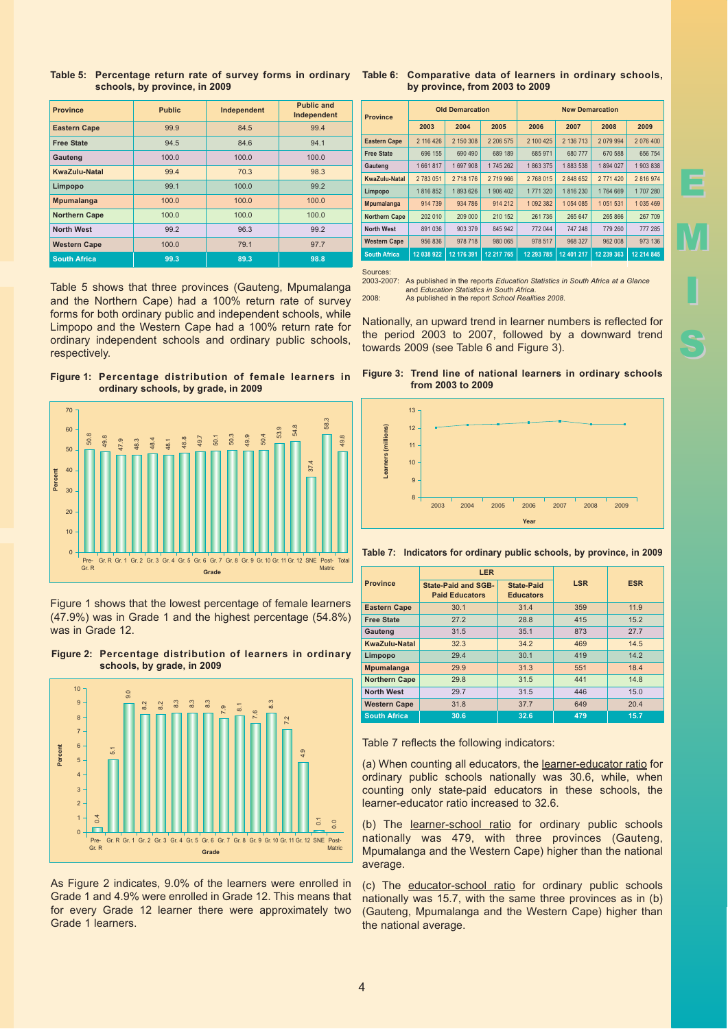**Table 5: Percentage return rate of survey forms in ordinary schools, by province, in 2009**

| Province | Public | Independent | Public and Independent |
|---|---|---|---|
| Eastern Cape | 99.9 | 84.5 | 99.4 |
| Free State | 94.5 | 84.6 | 94.1 |
| Gauteng | 100.0 | 100.0 | 100.0 |
| KwaZulu-Natal | 99.4 | 70.3 | 98.3 |
| Limpopo | 99.1 | 100.0 | 99.2 |
| Mpumalanga | 100.0 | 100.0 | 100.0 |
| Northern Cape | 100.0 | 100.0 | 100.0 |
| North West | 99.2 | 96.3 | 99.2 |
| Western Cape | 100.0 | 79.1 | 97.7 |
| South Africa | 99.3 | 89.3 | 98.8 |

Table 5 shows that three provinces (Gauteng, Mpumalanga and the Northern Cape) had a 100% return rate of survey forms for both ordinary public and independent schools, while Limpopo and the Western Cape had a 100% return rate for ordinary independent schools and ordinary public schools, respectively.

**Figure 1: Percentage distribution of female learners in ordinary schools, by grade, in 2009**

Percent
0 10 20 30 40 50 60 70
50.8 49.8 47.9 48.3 48.4 48.1 48.8 49.7 50.1 50.3 49.9 50.4 53.9 54.8 37.4 58.3 49.8
Pre-Gr. R Gr. R Gr. 1 Gr. 2 Gr. 3 Gr. 4 Gr. 5 Gr. 6 Gr. 7 Gr. 8 Gr. 9 Gr. 10 Gr. 11 Gr. 12 SNE Post-Matric Total
Grade

Figure 1 shows that the lowest percentage of female learners (47.9%) was in Grade 1 and the highest percentage (54.8%) was in Grade 12.

**Figure 2: Percentage distribution of learners in ordinary schools, by grade, in 2009**

Percent
0 1 2 3 4 5 6 7 8 9 10
0.4 5.1 9.0 8.2 8.2 8.3 8.3 8.3 7.9 8.1 7.6 8.3 7.2 4.9 0.1 0.0
Pre-Gr. R Gr. R Gr. 1 Gr. 2 Gr. 3 Gr. 4 Gr. 5 Gr. 6 Gr. 7 Gr. 8 Gr. 9 Gr. 10 Gr. 11 Gr. 12 SNE Post-Matric
Grade

As Figure 2 indicates, 9.0% of the learners were enrolled in Grade 1 and 4.9% were enrolled in Grade 12. This means that for every Grade 12 learner there were approximately two Grade 1 learners.

**Table 6: Comparative data of learners in ordinary schools, by province, from 2003 to 2009**

| Province | Old Demarcation | | | New Demarcation | | | |
|---|---|---|---|---|---|---|---|
| | 2003 | 2004 | 2005 | 2006 | 2007 | 2008 | 2009 |
| Eastern Cape | 2 116 426 | 2 150 308 | 2 206 575 | 2 100 425 | 2 136 713 | 2 079 994 | 2 076 400 |
| Free State | 696 155 | 690 490 | 689 189 | 685 971 | 680 777 | 670 588 | 656 754 |
| Gauteng | 1 661 817 | 1 697 908 | 1 745 262 | 1 863 375 | 1 883 538 | 1 894 027 | 1 903 838 |
| KwaZulu-Natal | 2 783 051 | 2 718 176 | 2 719 966 | 2 768 015 | 2 848 652 | 2 771 420 | 2 816 974 |
| Limpopo | 1 816 852 | 1 893 626 | 1 906 402 | 1 771 320 | 1 816 230 | 1 764 669 | 1 707 280 |
| Mpumalanga | 914 739 | 934 786 | 914 212 | 1 092 382 | 1 054 085 | 1 051 531 | 1 035 469 |
| Northern Cape | 202 010 | 209 000 | 210 152 | 261 736 | 265 647 | 265 866 | 267 709 |
| North West | 891 036 | 903 379 | 845 942 | 772 044 | 747 248 | 779 260 | 777 285 |
| Western Cape | 956 836 | 978 718 | 980 065 | 978 517 | 968 327 | 962 008 | 973 136 |
| South Africa | 12 038 922 | 12 176 391 | 12 217 765 | 12 293 785 | 12 401 217 | 12 239 363 | 12 214 845 |

Sources:
2003-2007: As published in the reports *Education Statistics in South Africa at a Glance* and *Education Statistics in South Africa*.
2008: As published in the report *School Realities 2008*.

Nationally, an upward trend in learner numbers is reflected for the period 2003 to 2007, followed by a downward trend towards 2009 (see Table 6 and Figure 3).

**Figure 3: Trend line of national learners in ordinary schools from 2003 to 2009**

Learners (millions)
8 9 10 11 12 13
2003 2004 2005 2006 2007 2008 2009
Year

**Table 7: Indicators for ordinary public schools, by province, in 2009**

| Province | LER | | LSR | ESR |
|---|---|---|---|---|
| | State-Paid and SGB-Paid Educators | State-Paid Educators | | |
| Eastern Cape | 30.1 | 31.4 | 359 | 11.9 |
| Free State | 27.2 | 28.8 | 415 | 15.2 |
| Gauteng | 31.5 | 35.1 | 873 | 27.7 |
| KwaZulu-Natal | 32.3 | 34.2 | 469 | 14.5 |
| Limpopo | 29.4 | 30.1 | 419 | 14.2 |
| Mpumalanga | 29.9 | 31.3 | 551 | 18.4 |
| Northern Cape | 29.8 | 31.5 | 441 | 14.8 |
| North West | 29.7 | 31.5 | 446 | 15.0 |
| Western Cape | 31.8 | 37.7 | 649 | 20.4 |
| South Africa | 30.6 | 32.6 | 479 | 15.7 |

Table 7 reflects the following indicators:

(a) When counting all educators, the learner-educator ratio for ordinary public schools nationally was 30.6, while, when counting only state-paid educators in these schools, the learner-educator ratio increased to 32.6.

(b) The learner-school ratio for ordinary public schools nationally was 479, with three provinces (Gauteng, Mpumalanga and the Western Cape) higher than the national average.

(c) The educator-school ratio for ordinary public schools nationally was 15.7, with the same three provinces as in (b) (Gauteng, Mpumalanga and the Western Cape) higher than the national average.